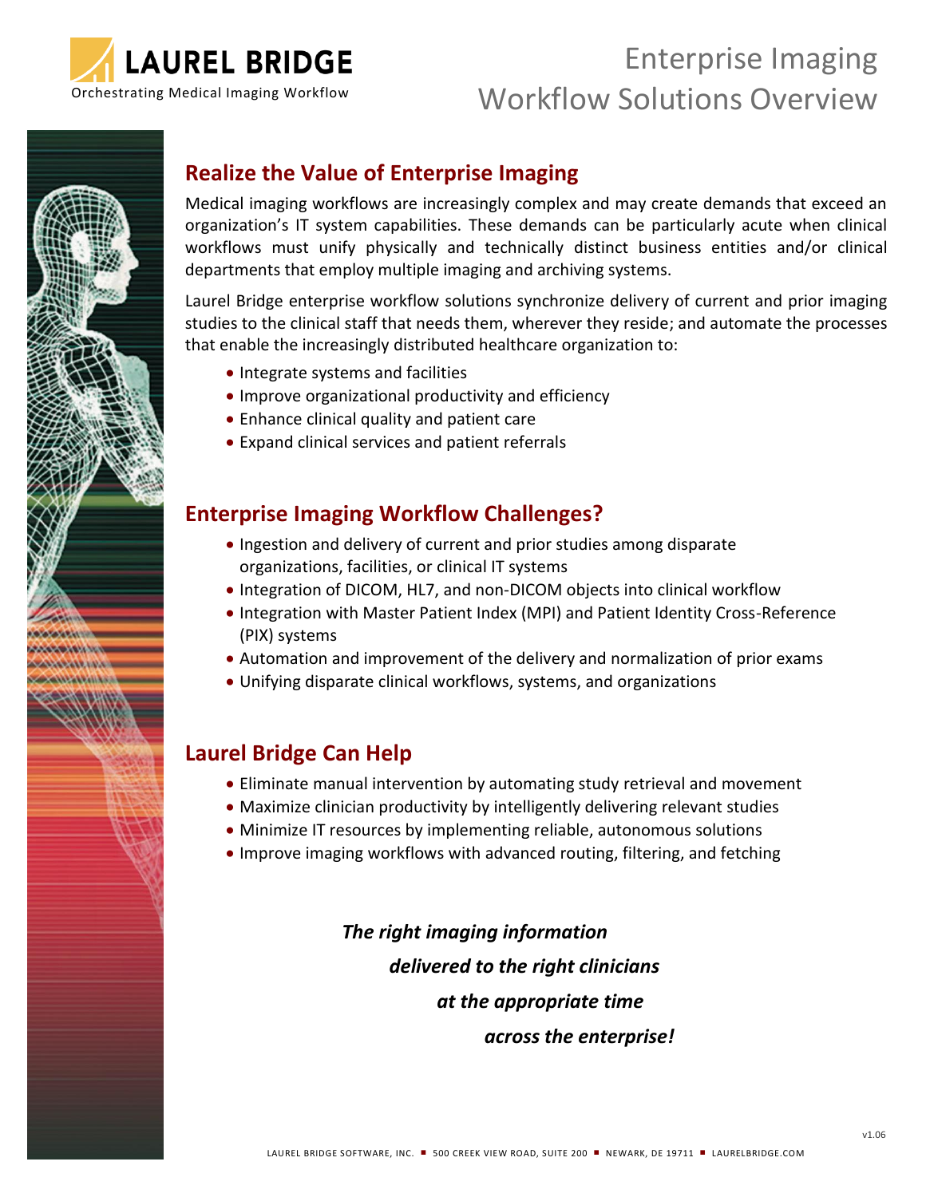LAUREL BRIDGE

Orchestrating Medical Imaging Workflow

# Enterprise Imaging Workflow Solutions Overview

## Realize the Value of Enterprise Imaging

Medical imaging workflows are increasingly complex and may create demands that exceed an organization's IT system capabilities. These demands can be particularly acute when clinical workflows must unify physically and technically distinct business entities and/or clinical departments that employ multiple imaging and archiving systems.

Laurel Bridge enterprise workflow solutions synchronize delivery of current and prior imaging studies to the clinical staff that needs them, wherever they reside; and automate the processes that enable the increasingly distributed healthcare organization to:

- Integrate systems and facilities
- Improve organizational productivity and efficiency
- Enhance clinical quality and patient care
- Expand clinical services and patient referrals

## Enterprise Imaging Workflow Challenges?

- Ingestion and delivery of current and prior studies among disparate organizations, facilities, or clinical IT systems
- Integration of DICOM, HL7, and non-DICOM objects into clinical workflow
- Integration with Master Patient Index (MPI) and Patient Identity Cross-Reference (PIX) systems
- Automation and improvement of the delivery and normalization of prior exams
- Unifying disparate clinical workflows, systems, and organizations

## Laurel Bridge Can Help

- Eliminate manual intervention by automating study retrieval and movement
- Maximize clinician productivity by intelligently delivering relevant studies
- Minimize IT resources by implementing reliable, autonomous solutions
- Improve imaging workflows with advanced routing, filtering, and fetching

***The right imaging information***
***delivered to the right clinicians***
***at the appropriate time***
***across the enterprise!***

v1.06

LAUREL BRIDGE SOFTWARE, INC. ■ 500 CREEK VIEW ROAD, SUITE 200 ■ NEWARK, DE 19711 ■ LAURELBRIDGE.COM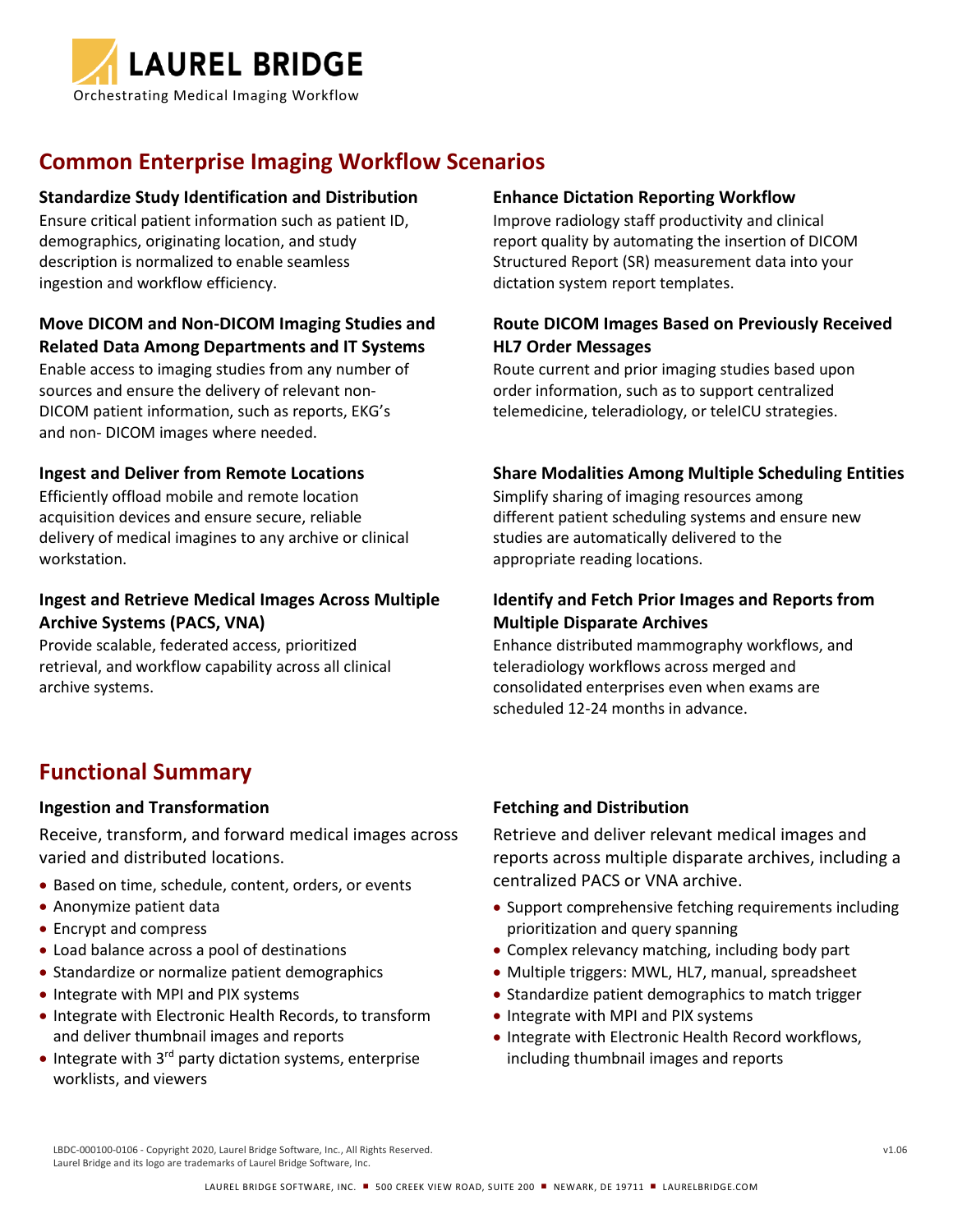LAUREL BRIDGE

Orchestrating Medical Imaging Workflow

## Common Enterprise Imaging Workflow Scenarios

### Standardize Study Identification and Distribution

Ensure critical patient information such as patient ID, demographics, originating location, and study description is normalized to enable seamless ingestion and workflow efficiency.

### Move DICOM and Non-DICOM Imaging Studies and Related Data Among Departments and IT Systems

Enable access to imaging studies from any number of sources and ensure the delivery of relevant non-DICOM patient information, such as reports, EKG's and non- DICOM images where needed.

### Ingest and Deliver from Remote Locations

Efficiently offload mobile and remote location acquisition devices and ensure secure, reliable delivery of medical imagines to any archive or clinical workstation.

### Ingest and Retrieve Medical Images Across Multiple Archive Systems (PACS, VNA)

Provide scalable, federated access, prioritized retrieval, and workflow capability across all clinical archive systems.

### Enhance Dictation Reporting Workflow

Improve radiology staff productivity and clinical report quality by automating the insertion of DICOM Structured Report (SR) measurement data into your dictation system report templates.

### Route DICOM Images Based on Previously Received HL7 Order Messages

Route current and prior imaging studies based upon order information, such as to support centralized telemedicine, teleradiology, or teleICU strategies.

### Share Modalities Among Multiple Scheduling Entities

Simplify sharing of imaging resources among different patient scheduling systems and ensure new studies are automatically delivered to the appropriate reading locations.

### Identify and Fetch Prior Images and Reports from Multiple Disparate Archives

Enhance distributed mammography workflows, and teleradiology workflows across merged and consolidated enterprises even when exams are scheduled 12-24 months in advance.

## Functional Summary

### Ingestion and Transformation

Receive, transform, and forward medical images across varied and distributed locations.

- Based on time, schedule, content, orders, or events
- Anonymize patient data
- Encrypt and compress
- Load balance across a pool of destinations
- Standardize or normalize patient demographics
- Integrate with MPI and PIX systems
- Integrate with Electronic Health Records, to transform and deliver thumbnail images and reports
- Integrate with 3rd party dictation systems, enterprise worklists, and viewers

### Fetching and Distribution

Retrieve and deliver relevant medical images and reports across multiple disparate archives, including a centralized PACS or VNA archive.

- Support comprehensive fetching requirements including prioritization and query spanning
- Complex relevancy matching, including body part
- Multiple triggers: MWL, HL7, manual, spreadsheet
- Standardize patient demographics to match trigger
- Integrate with MPI and PIX systems
- Integrate with Electronic Health Record workflows, including thumbnail images and reports

LBDC-000100-0106 - Copyright 2020, Laurel Bridge Software, Inc., All Rights Reserved.
Laurel Bridge and its logo are trademarks of Laurel Bridge Software, Inc.

v1.06

LAUREL BRIDGE SOFTWARE, INC. ■ 500 CREEK VIEW ROAD, SUITE 200 ■ NEWARK, DE 19711 ■ LAURELBRIDGE.COM